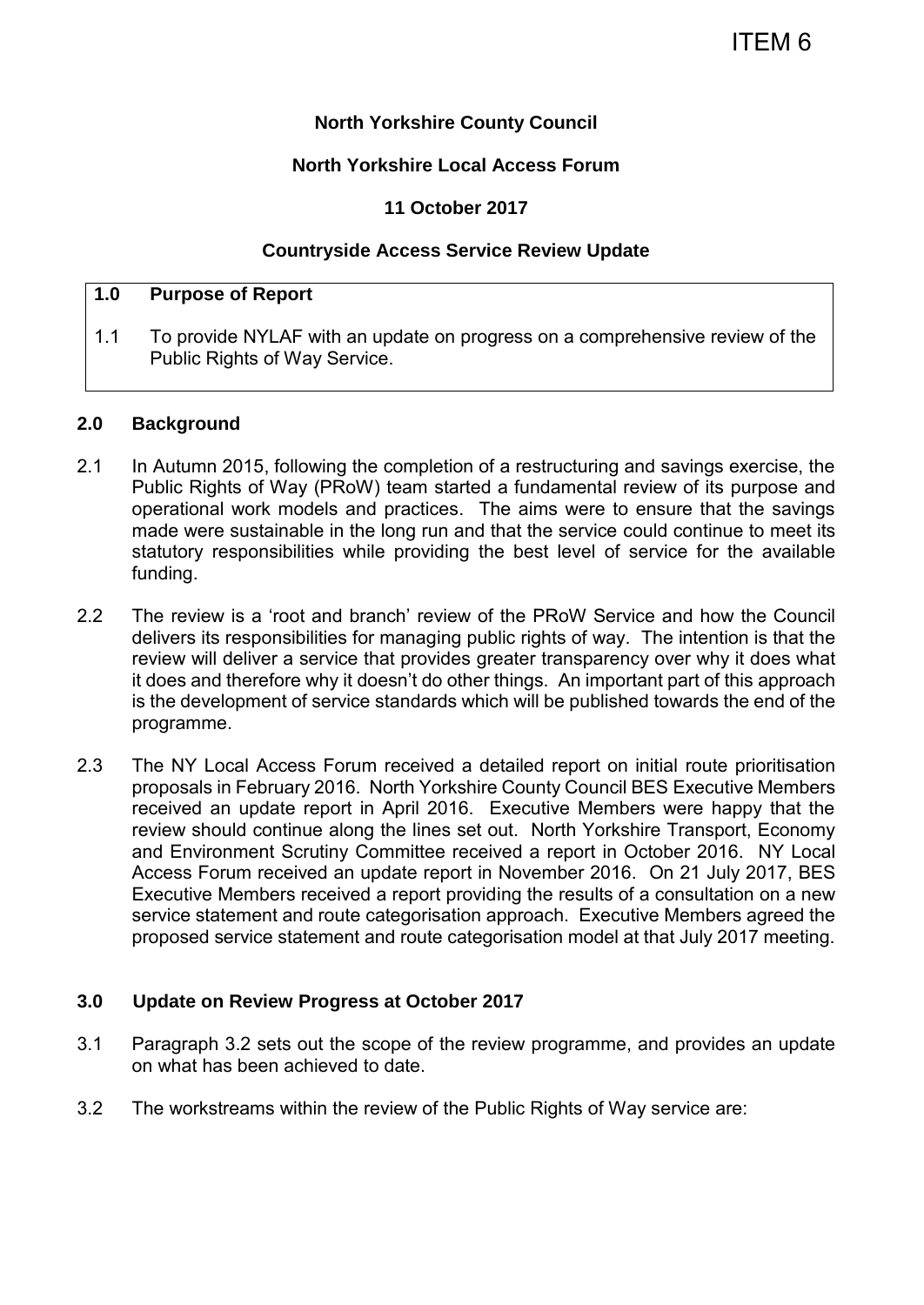ITEM 6

**North Yorkshire County Council**

**North Yorkshire Local Access Forum**

**11 October 2017**

**Countryside Access Service Review Update**

## 1.0 Purpose of Report

1.1 To provide NYLAF with an update on progress on a comprehensive review of the Public Rights of Way Service.

## 2.0 Background

2.1 In Autumn 2015, following the completion of a restructuring and savings exercise, the Public Rights of Way (PRoW) team started a fundamental review of its purpose and operational work models and practices. The aims were to ensure that the savings made were sustainable in the long run and that the service could continue to meet its statutory responsibilities while providing the best level of service for the available funding.

2.2 The review is a 'root and branch' review of the PRoW Service and how the Council delivers its responsibilities for managing public rights of way. The intention is that the review will deliver a service that provides greater transparency over why it does what it does and therefore why it doesn't do other things. An important part of this approach is the development of service standards which will be published towards the end of the programme.

2.3 The NY Local Access Forum received a detailed report on initial route prioritisation proposals in February 2016. North Yorkshire County Council BES Executive Members received an update report in April 2016. Executive Members were happy that the review should continue along the lines set out. North Yorkshire Transport, Economy and Environment Scrutiny Committee received a report in October 2016. NY Local Access Forum received an update report in November 2016. On 21 July 2017, BES Executive Members received a report providing the results of a consultation on a new service statement and route categorisation approach. Executive Members agreed the proposed service statement and route categorisation model at that July 2017 meeting.

## 3.0 Update on Review Progress at October 2017

3.1 Paragraph 3.2 sets out the scope of the review programme, and provides an update on what has been achieved to date.

3.2 The workstreams within the review of the Public Rights of Way service are: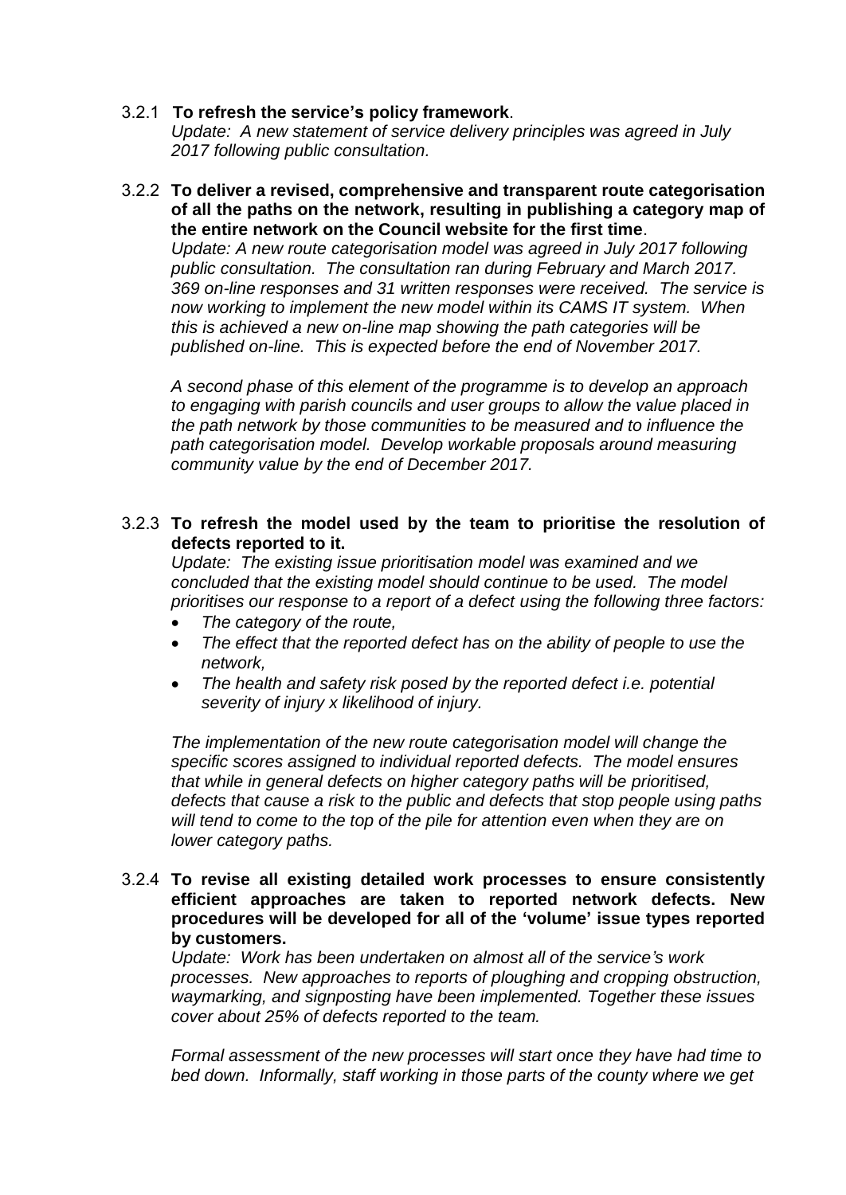3.2.1 **To refresh the service's policy framework**.
*Update: A new statement of service delivery principles was agreed in July 2017 following public consultation.*

3.2.2 **To deliver a revised, comprehensive and transparent route categorisation of all the paths on the network, resulting in publishing a category map of the entire network on the Council website for the first time**.
*Update: A new route categorisation model was agreed in July 2017 following public consultation. The consultation ran during February and March 2017. 369 on-line responses and 31 written responses were received. The service is now working to implement the new model within its CAMS IT system. When this is achieved a new on-line map showing the path categories will be published on-line. This is expected before the end of November 2017.*

*A second phase of this element of the programme is to develop an approach to engaging with parish councils and user groups to allow the value placed in the path network by those communities to be measured and to influence the path categorisation model. Develop workable proposals around measuring community value by the end of December 2017.*

3.2.3 **To refresh the model used by the team to prioritise the resolution of defects reported to it.**
*Update: The existing issue prioritisation model was examined and we concluded that the existing model should continue to be used. The model prioritises our response to a report of a defect using the following three factors:*

- *The category of the route,*
- *The effect that the reported defect has on the ability of people to use the network,*
- *The health and safety risk posed by the reported defect i.e. potential severity of injury x likelihood of injury.*

*The implementation of the new route categorisation model will change the specific scores assigned to individual reported defects. The model ensures that while in general defects on higher category paths will be prioritised, defects that cause a risk to the public and defects that stop people using paths will tend to come to the top of the pile for attention even when they are on lower category paths.*

3.2.4 **To revise all existing detailed work processes to ensure consistently efficient approaches are taken to reported network defects. New procedures will be developed for all of the 'volume' issue types reported by customers.**
*Update: Work has been undertaken on almost all of the service's work processes. New approaches to reports of ploughing and cropping obstruction, waymarking, and signposting have been implemented. Together these issues cover about 25% of defects reported to the team.*

*Formal assessment of the new processes will start once they have had time to bed down. Informally, staff working in those parts of the county where we get*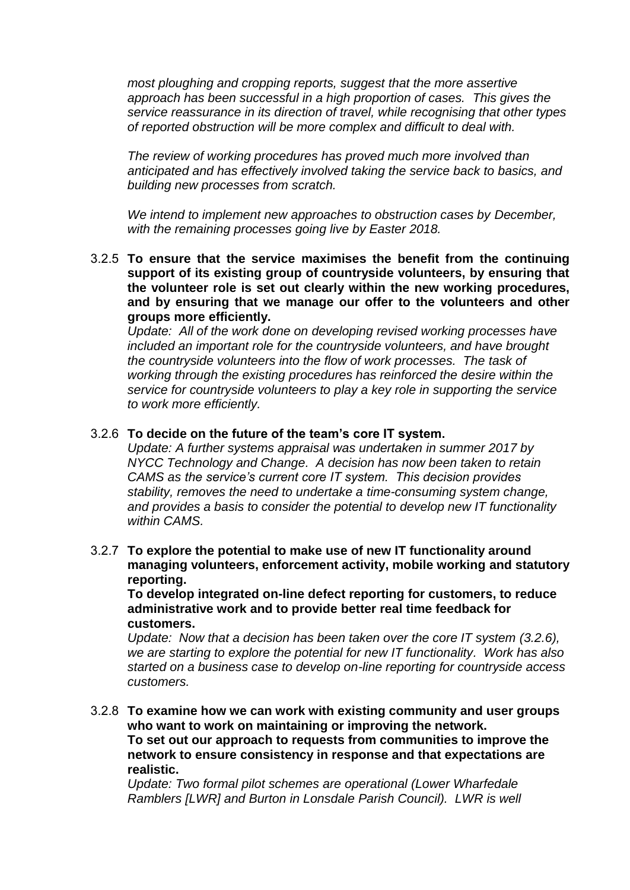*most ploughing and cropping reports, suggest that the more assertive approach has been successful in a high proportion of cases. This gives the service reassurance in its direction of travel, while recognising that other types of reported obstruction will be more complex and difficult to deal with.*

*The review of working procedures has proved much more involved than anticipated and has effectively involved taking the service back to basics, and building new processes from scratch.*

*We intend to implement new approaches to obstruction cases by December, with the remaining processes going live by Easter 2018.*

3.2.5 **To ensure that the service maximises the benefit from the continuing support of its existing group of countryside volunteers, by ensuring that the volunteer role is set out clearly within the new working procedures, and by ensuring that we manage our offer to the volunteers and other groups more efficiently.**
*Update: All of the work done on developing revised working processes have included an important role for the countryside volunteers, and have brought the countryside volunteers into the flow of work processes. The task of working through the existing procedures has reinforced the desire within the service for countryside volunteers to play a key role in supporting the service to work more efficiently.*

3.2.6 **To decide on the future of the team's core IT system.**
*Update: A further systems appraisal was undertaken in summer 2017 by NYCC Technology and Change. A decision has now been taken to retain CAMS as the service's current core IT system. This decision provides stability, removes the need to undertake a time-consuming system change, and provides a basis to consider the potential to develop new IT functionality within CAMS.*

3.2.7 **To explore the potential to make use of new IT functionality around managing volunteers, enforcement activity, mobile working and statutory reporting.**
**To develop integrated on-line defect reporting for customers, to reduce administrative work and to provide better real time feedback for customers.**
*Update: Now that a decision has been taken over the core IT system (3.2.6), we are starting to explore the potential for new IT functionality. Work has also started on a business case to develop on-line reporting for countryside access customers.*

3.2.8 **To examine how we can work with existing community and user groups who want to work on maintaining or improving the network.**
**To set out our approach to requests from communities to improve the network to ensure consistency in response and that expectations are realistic.**
*Update: Two formal pilot schemes are operational (Lower Wharfedale Ramblers [LWR] and Burton in Lonsdale Parish Council). LWR is well*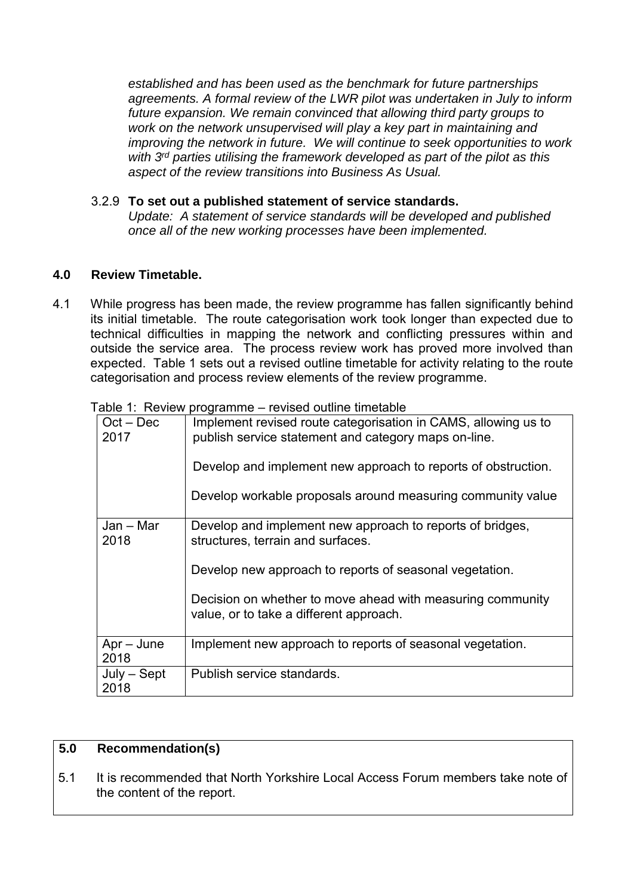*established and has been used as the benchmark for future partnerships agreements. A formal review of the LWR pilot was undertaken in July to inform future expansion. We remain convinced that allowing third party groups to work on the network unsupervised will play a key part in maintaining and improving the network in future. We will continue to seek opportunities to work with 3rd parties utilising the framework developed as part of the pilot as this aspect of the review transitions into Business As Usual.*

3.2.9 **To set out a published statement of service standards.**
*Update: A statement of service standards will be developed and published once all of the new working processes have been implemented.*

## 4.0 Review Timetable.

4.1 While progress has been made, the review programme has fallen significantly behind its initial timetable. The route categorisation work took longer than expected due to technical difficulties in mapping the network and conflicting pressures within and outside the service area. The process review work has proved more involved than expected. Table 1 sets out a revised outline timetable for activity relating to the route categorisation and process review elements of the review programme.

Table 1: Review programme – revised outline timetable

| | |
|---|---|
| Oct – Dec 2017 | Implement revised route categorisation in CAMS, allowing us to publish service statement and category maps on-line.<br><br>Develop and implement new approach to reports of obstruction.<br><br>Develop workable proposals around measuring community value |
| Jan – Mar 2018 | Develop and implement new approach to reports of bridges, structures, terrain and surfaces.<br><br>Develop new approach to reports of seasonal vegetation.<br><br>Decision on whether to move ahead with measuring community value, or to take a different approach. |
| Apr – June 2018 | Implement new approach to reports of seasonal vegetation. |
| July – Sept 2018 | Publish service standards. |

## 5.0 Recommendation(s)

5.1 It is recommended that North Yorkshire Local Access Forum members take note of the content of the report.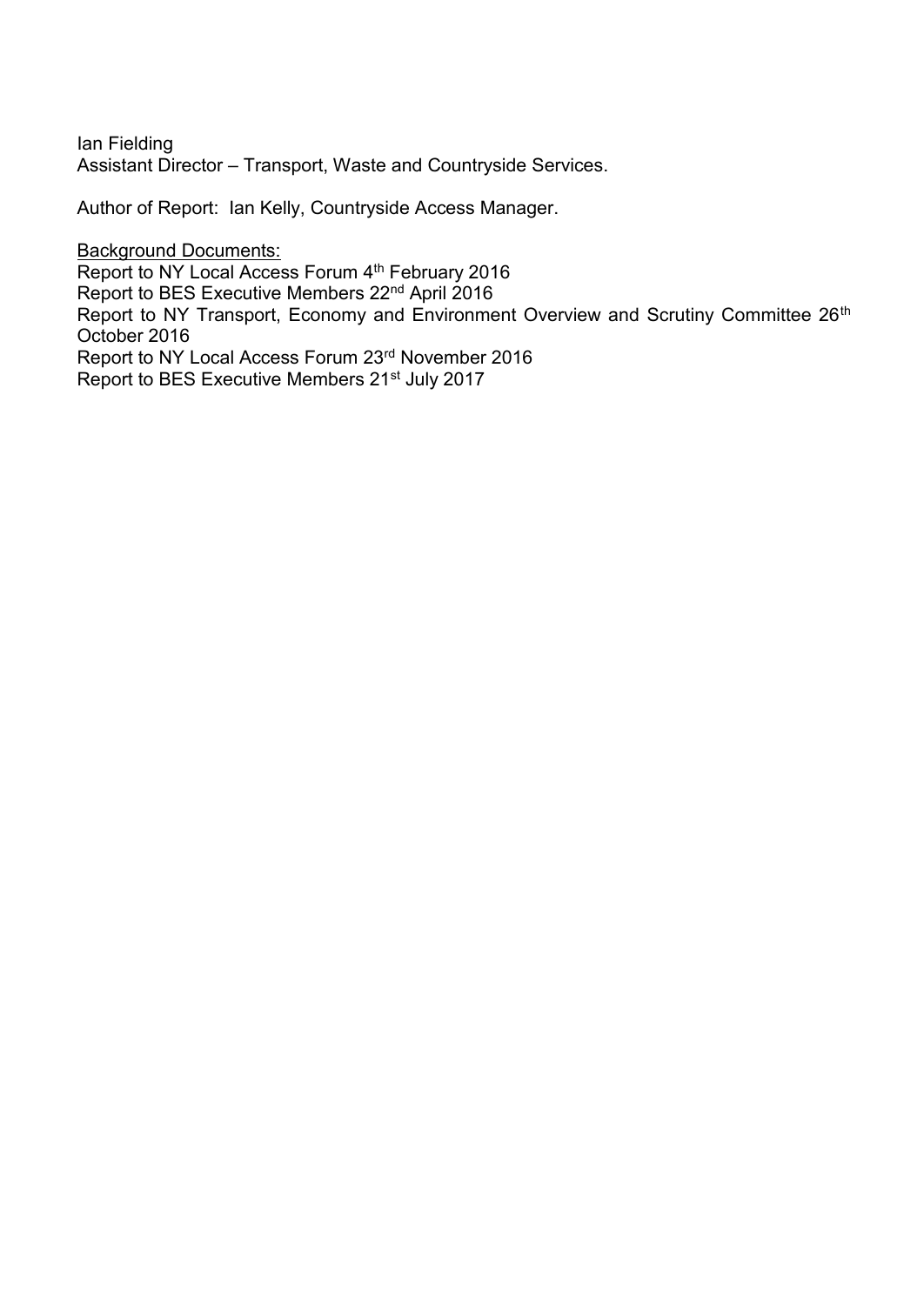Ian Fielding
Assistant Director – Transport, Waste and Countryside Services.

Author of Report: Ian Kelly, Countryside Access Manager.

Background Documents:
Report to NY Local Access Forum 4th February 2016
Report to BES Executive Members 22nd April 2016
Report to NY Transport, Economy and Environment Overview and Scrutiny Committee 26th October 2016
Report to NY Local Access Forum 23rd November 2016
Report to BES Executive Members 21st July 2017